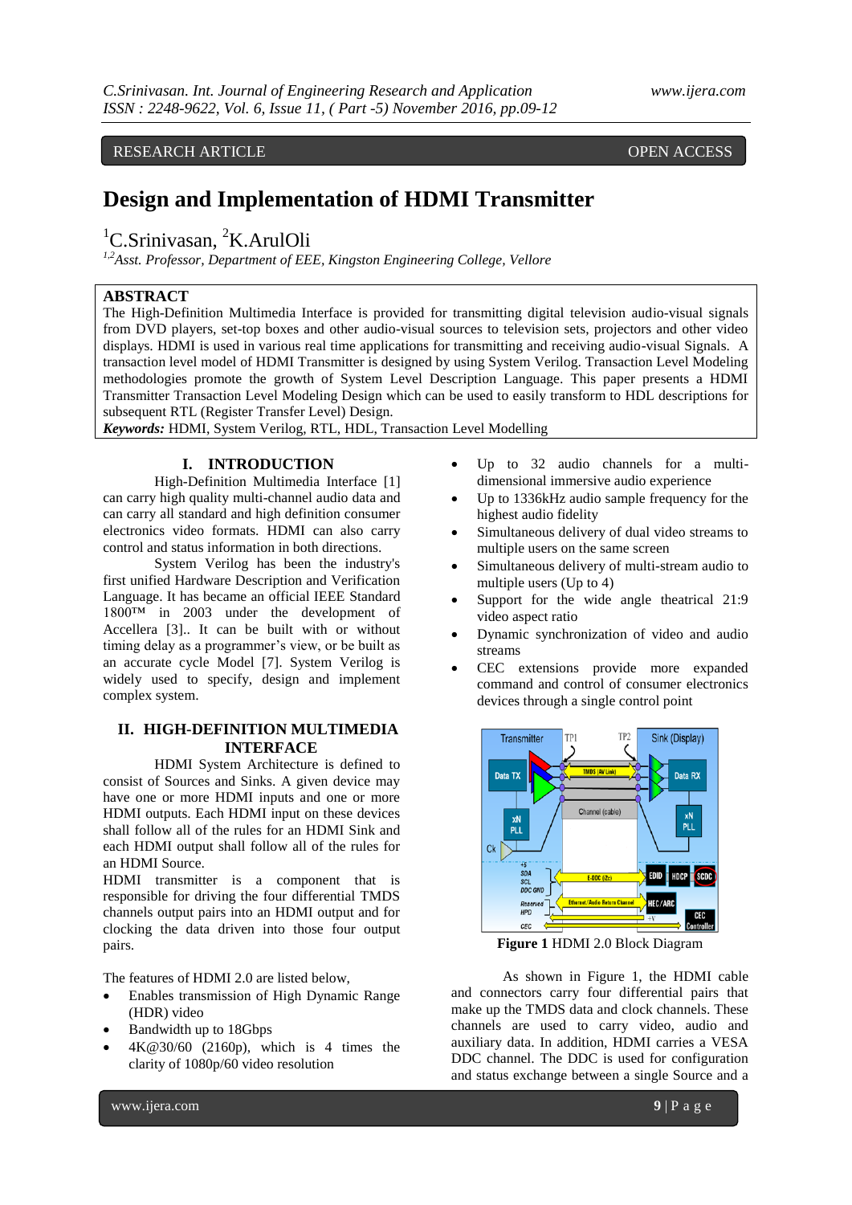RESEARCH ARTICLE OPEN ACCESS

# Design and Implementation of HDMI Transmitter

[1]C.Srinivasan, [2]K.ArulOli

*[1,2]Asst. Professor, Department of EEE, Kingston Engineering College, Vellore*

## ABSTRACT

The High-Definition Multimedia Interface is provided for transmitting digital television audio-visual signals from DVD players, set-top boxes and other audio-visual sources to television sets, projectors and other video displays. HDMI is used in various real time applications for transmitting and receiving audio-visual Signals. A transaction level model of HDMI Transmitter is designed by using System Verilog. Transaction Level Modeling methodologies promote the growth of System Level Description Language. This paper presents a HDMI Transmitter Transaction Level Modeling Design which can be used to easily transform to HDL descriptions for subsequent RTL (Register Transfer Level) Design.

***Keywords:*** HDMI, System Verilog, RTL, HDL, Transaction Level Modelling

## I. INTRODUCTION

High-Definition Multimedia Interface [1] can carry high quality multi-channel audio data and can carry all standard and high definition consumer electronics video formats. HDMI can also carry control and status information in both directions.

System Verilog has been the industry's first unified Hardware Description and Verification Language. It has became an official IEEE Standard 1800™ in 2003 under the development of Accellera [3].. It can be built with or without timing delay as a programmer's view, or be built as an accurate cycle Model [7]. System Verilog is widely used to specify, design and implement complex system.

## II. HIGH-DEFINITION MULTIMEDIA INTERFACE

HDMI System Architecture is defined to consist of Sources and Sinks. A given device may have one or more HDMI inputs and one or more HDMI outputs. Each HDMI input on these devices shall follow all of the rules for an HDMI Sink and each HDMI output shall follow all of the rules for an HDMI Source.

HDMI transmitter is a component that is responsible for driving the four differential TMDS channels output pairs into an HDMI output and for clocking the data driven into those four output pairs.

The features of HDMI 2.0 are listed below,

- Enables transmission of High Dynamic Range (HDR) video
- Bandwidth up to 18Gbps
- 4K@30/60 (2160p), which is 4 times the clarity of 1080p/60 video resolution
- Up to 32 audio channels for a multi-dimensional immersive audio experience
- Up to 1336kHz audio sample frequency for the highest audio fidelity
- Simultaneous delivery of dual video streams to multiple users on the same screen
- Simultaneous delivery of multi-stream audio to multiple users (Up to 4)
- Support for the wide angle theatrical 21:9 video aspect ratio
- Dynamic synchronization of video and audio streams
- CEC extensions provide more expanded command and control of consumer electronics devices through a single control point

**Figure 1** HDMI 2.0 Block Diagram

As shown in Figure 1, the HDMI cable and connectors carry four differential pairs that make up the TMDS data and clock channels. These channels are used to carry video, audio and auxiliary data. In addition, HDMI carries a VESA DDC channel. The DDC is used for configuration and status exchange between a single Source and a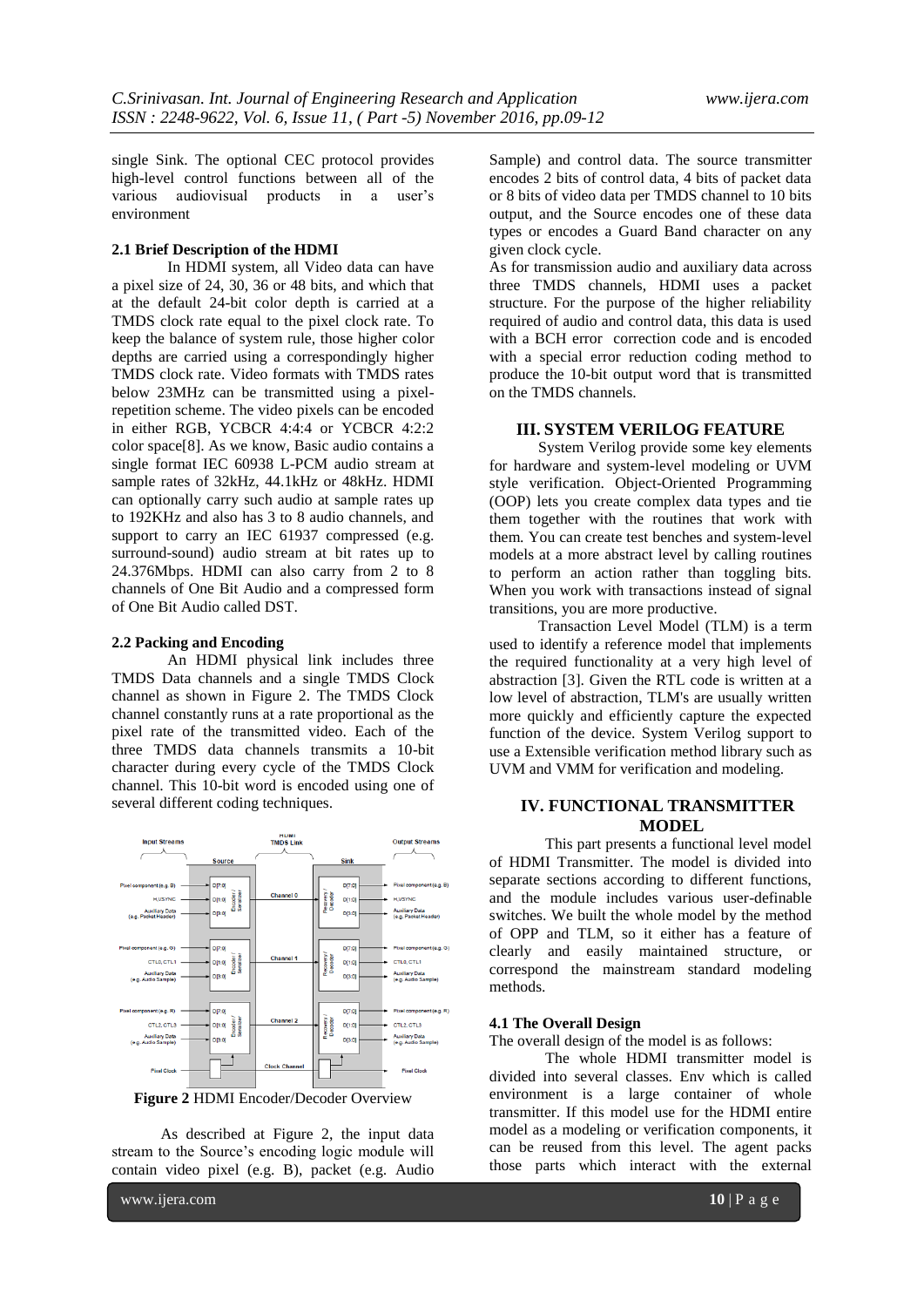single Sink. The optional CEC protocol provides high-level control functions between all of the various audiovisual products in a user's environment

### 2.1 Brief Description of the HDMI

In HDMI system, all Video data can have a pixel size of 24, 30, 36 or 48 bits, and which that at the default 24-bit color depth is carried at a TMDS clock rate equal to the pixel clock rate. To keep the balance of system rule, those higher color depths are carried using a correspondingly higher TMDS clock rate. Video formats with TMDS rates below 23MHz can be transmitted using a pixel-repetition scheme. The video pixels can be encoded in either RGB, YCBCR 4:4:4 or YCBCR 4:2:2 color space[8]. As we know, Basic audio contains a single format IEC 60938 L-PCM audio stream at sample rates of 32kHz, 44.1kHz or 48kHz. HDMI can optionally carry such audio at sample rates up to 192KHz and also has 3 to 8 audio channels, and support to carry an IEC 61937 compressed (e.g. surround-sound) audio stream at bit rates up to 24.376Mbps. HDMI can also carry from 2 to 8 channels of One Bit Audio and a compressed form of One Bit Audio called DST.

### 2.2 Packing and Encoding

An HDMI physical link includes three TMDS Data channels and a single TMDS Clock channel as shown in Figure 2. The TMDS Clock channel constantly runs at a rate proportional as the pixel rate of the transmitted video. Each of the three TMDS data channels transmits a 10-bit character during every cycle of the TMDS Clock channel. This 10-bit word is encoded using one of several different coding techniques.

**Figure 2** HDMI Encoder/Decoder Overview

As described at Figure 2, the input data stream to the Source's encoding logic module will contain video pixel (e.g. B), packet (e.g. Audio Sample) and control data. The source transmitter encodes 2 bits of control data, 4 bits of packet data or 8 bits of video data per TMDS channel to 10 bits output, and the Source encodes one of these data types or encodes a Guard Band character on any given clock cycle.

As for transmission audio and auxiliary data across three TMDS channels, HDMI uses a packet structure. For the purpose of the higher reliability required of audio and control data, this data is used with a BCH error correction code and is encoded with a special error reduction coding method to produce the 10-bit output word that is transmitted on the TMDS channels.

## III. SYSTEM VERILOG FEATURE

System Verilog provide some key elements for hardware and system-level modeling or UVM style verification. Object-Oriented Programming (OOP) lets you create complex data types and tie them together with the routines that work with them. You can create test benches and system-level models at a more abstract level by calling routines to perform an action rather than toggling bits. When you work with transactions instead of signal transitions, you are more productive.

Transaction Level Model (TLM) is a term used to identify a reference model that implements the required functionality at a very high level of abstraction [3]. Given the RTL code is written at a low level of abstraction, TLM's are usually written more quickly and efficiently capture the expected function of the device. System Verilog support to use a Extensible verification method library such as UVM and VMM for verification and modeling.

## IV. FUNCTIONAL TRANSMITTER MODEL

This part presents a functional level model of HDMI Transmitter. The model is divided into separate sections according to different functions, and the module includes various user-definable switches. We built the whole model by the method of OPP and TLM, so it either has a feature of clearly and easily maintained structure, or correspond the mainstream standard modeling methods.

### 4.1 The Overall Design

The overall design of the model is as follows:

The whole HDMI transmitter model is divided into several classes. Env which is called environment is a large container of whole transmitter. If this model use for the HDMI entire model as a modeling or verification components, it can be reused from this level. The agent packs those parts which interact with the external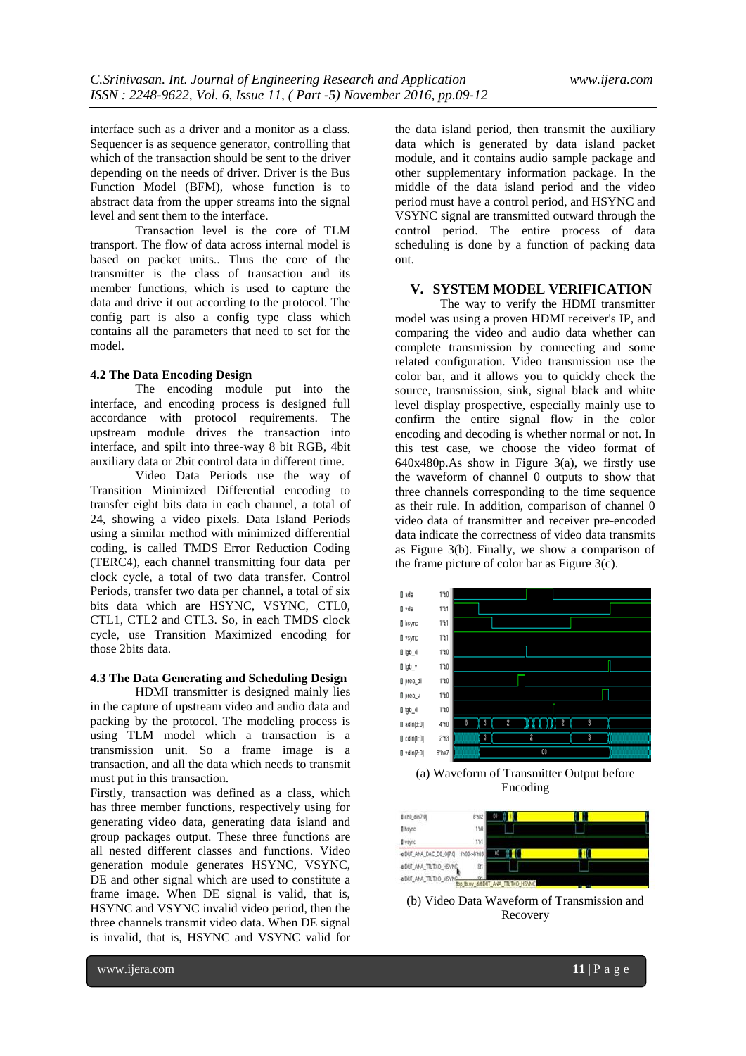interface such as a driver and a monitor as a class. Sequencer is as sequence generator, controlling that which of the transaction should be sent to the driver depending on the needs of driver. Driver is the Bus Function Model (BFM), whose function is to abstract data from the upper streams into the signal level and sent them to the interface.

Transaction level is the core of TLM transport. The flow of data across internal model is based on packet units.. Thus the core of the transmitter is the class of transaction and its member functions, which is used to capture the data and drive it out according to the protocol. The config part is also a config type class which contains all the parameters that need to set for the model.

### 4.2 The Data Encoding Design

The encoding module put into the interface, and encoding process is designed full accordance with protocol requirements. The upstream module drives the transaction into interface, and spilt into three-way 8 bit RGB, 4bit auxiliary data or 2bit control data in different time.

Video Data Periods use the way of Transition Minimized Differential encoding to transfer eight bits data in each channel, a total of 24, showing a video pixels. Data Island Periods using a similar method with minimized differential coding, is called TMDS Error Reduction Coding (TERC4), each channel transmitting four data per clock cycle, a total of two data transfer. Control Periods, transfer two data per channel, a total of six bits data which are HSYNC, VSYNC, CTL0, CTL1, CTL2 and CTL3. So, in each TMDS clock cycle, use Transition Maximized encoding for those 2bits data.

### 4.3 The Data Generating and Scheduling Design

HDMI transmitter is designed mainly lies in the capture of upstream video and audio data and packing by the protocol. The modeling process is using TLM model which a transaction is a transmission unit. So a frame image is a transaction, and all the data which needs to transmit must put in this transaction.

Firstly, transaction was defined as a class, which has three member functions, respectively using for generating video data, generating data island and group packages output. These three functions are all nested different classes and functions. Video generation module generates HSYNC, VSYNC, DE and other signal which are used to constitute a frame image. When DE signal is valid, that is, HSYNC and VSYNC invalid video period, then the three channels transmit video data. When DE signal is invalid, that is, HSYNC and VSYNC valid for the data island period, then transmit the auxiliary data which is generated by data island packet module, and it contains audio sample package and other supplementary information package. In the middle of the data island period and the video period must have a control period, and HSYNC and VSYNC signal are transmitted outward through the control period. The entire process of data scheduling is done by a function of packing data out.

## V. SYSTEM MODEL VERIFICATION

The way to verify the HDMI transmitter model was using a proven HDMI receiver's IP, and comparing the video and audio data whether can complete transmission by connecting and some related configuration. Video transmission use the color bar, and it allows you to quickly check the source, transmission, sink, signal black and white level display prospective, especially mainly use to confirm the entire signal flow in the color encoding and decoding is whether normal or not. In this test case, we choose the video format of 640x480p.As show in Figure 3(a), we firstly use the waveform of channel 0 outputs to show that three channels corresponding to the time sequence as their rule. In addition, comparison of channel 0 video data of transmitter and receiver pre-encoded data indicate the correctness of video data transmits as Figure 3(b). Finally, we show a comparison of the frame picture of color bar as Figure 3(c).

(a) Waveform of Transmitter Output before Encoding

(b) Video Data Waveform of Transmission and Recovery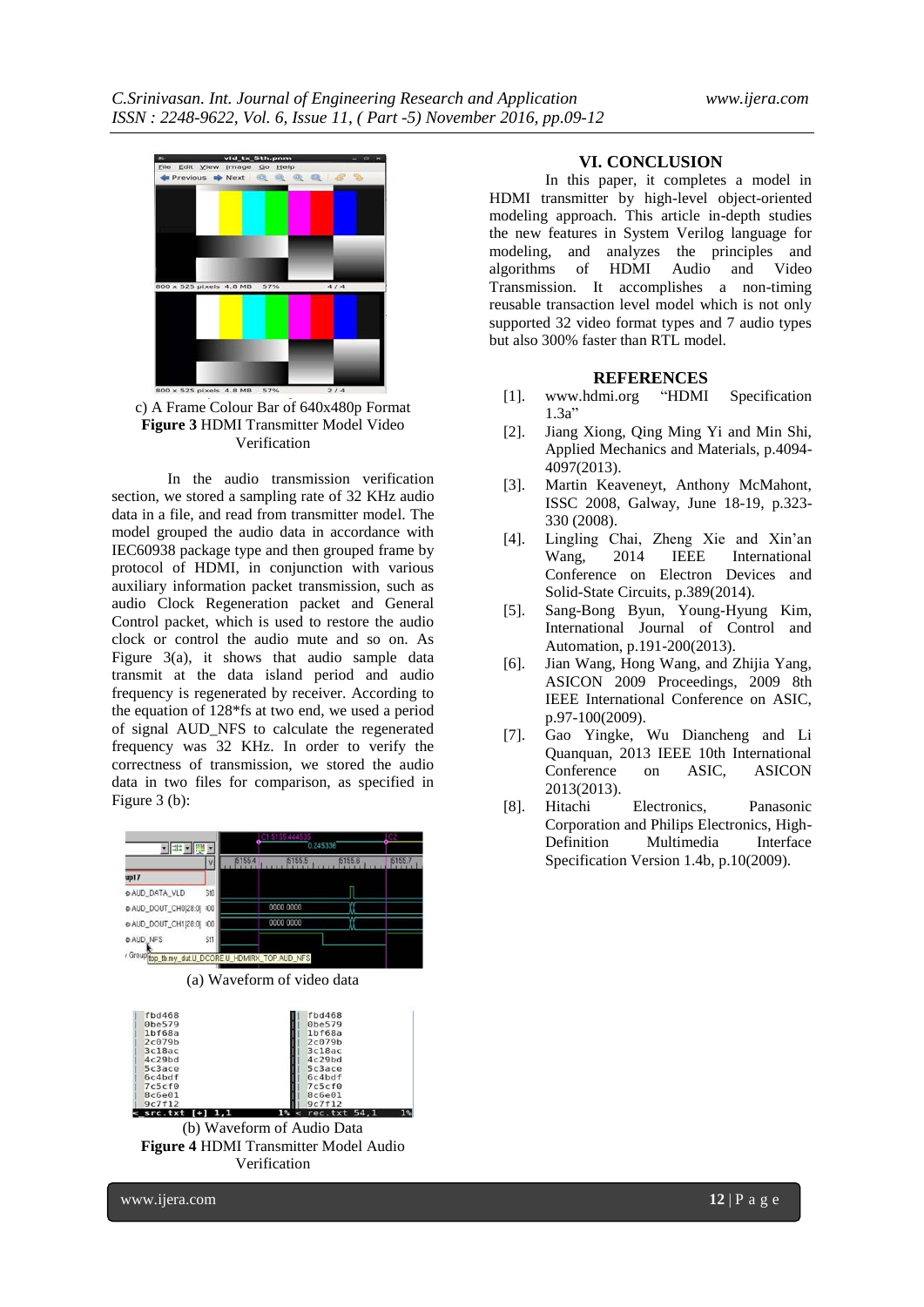c) A Frame Colour Bar of 640x480p Format

**Figure 3** HDMI Transmitter Model Video Verification

In the audio transmission verification section, we stored a sampling rate of 32 KHz audio data in a file, and read from transmitter model. The model grouped the audio data in accordance with IEC60938 package type and then grouped frame by protocol of HDMI, in conjunction with various auxiliary information packet transmission, such as audio Clock Regeneration packet and General Control packet, which is used to restore the audio clock or control the audio mute and so on. As Figure 3(a), it shows that audio sample data transmit at the data island period and audio frequency is regenerated by receiver. According to the equation of 128*fs at two end, we used a period of signal AUD_NFS to calculate the regenerated frequency was 32 KHz. In order to verify the correctness of transmission, we stored the audio data in two files for comparison, as specified in Figure 3 (b):

(a) Waveform of video data

(b) Waveform of Audio Data

**Figure 4** HDMI Transmitter Model Audio Verification

## VI. CONCLUSION

In this paper, it completes a model in HDMI transmitter by high-level object-oriented modeling approach. This article in-depth studies the new features in System Verilog language for modeling, and analyzes the principles and algorithms of HDMI Audio and Video Transmission. It accomplishes a non-timing reusable transaction level model which is not only supported 32 video format types and 7 audio types but also 300% faster than RTL model.

## REFERENCES

[1]. www.hdmi.org "HDMI Specification 1.3a"

[2]. Jiang Xiong, Qing Ming Yi and Min Shi, Applied Mechanics and Materials, p.4094-4097(2013).

[3]. Martin Keaveneyt, Anthony McMahont, ISSC 2008, Galway, June 18-19, p.323-330 (2008).

[4]. Lingling Chai, Zheng Xie and Xin'an Wang, 2014 IEEE International Conference on Electron Devices and Solid-State Circuits, p.389(2014).

[5]. Sang-Bong Byun, Young-Hyung Kim, International Journal of Control and Automation, p.191-200(2013).

[6]. Jian Wang, Hong Wang, and Zhijia Yang, ASICON 2009 Proceedings, 2009 8th IEEE International Conference on ASIC, p.97-100(2009).

[7]. Gao Yingke, Wu Diancheng and Li Quanquan, 2013 IEEE 10th International Conference on ASIC, ASICON 2013(2013).

[8]. Hitachi Electronics, Panasonic Corporation and Philips Electronics, High-Definition Multimedia Interface Specification Version 1.4b, p.10(2009).